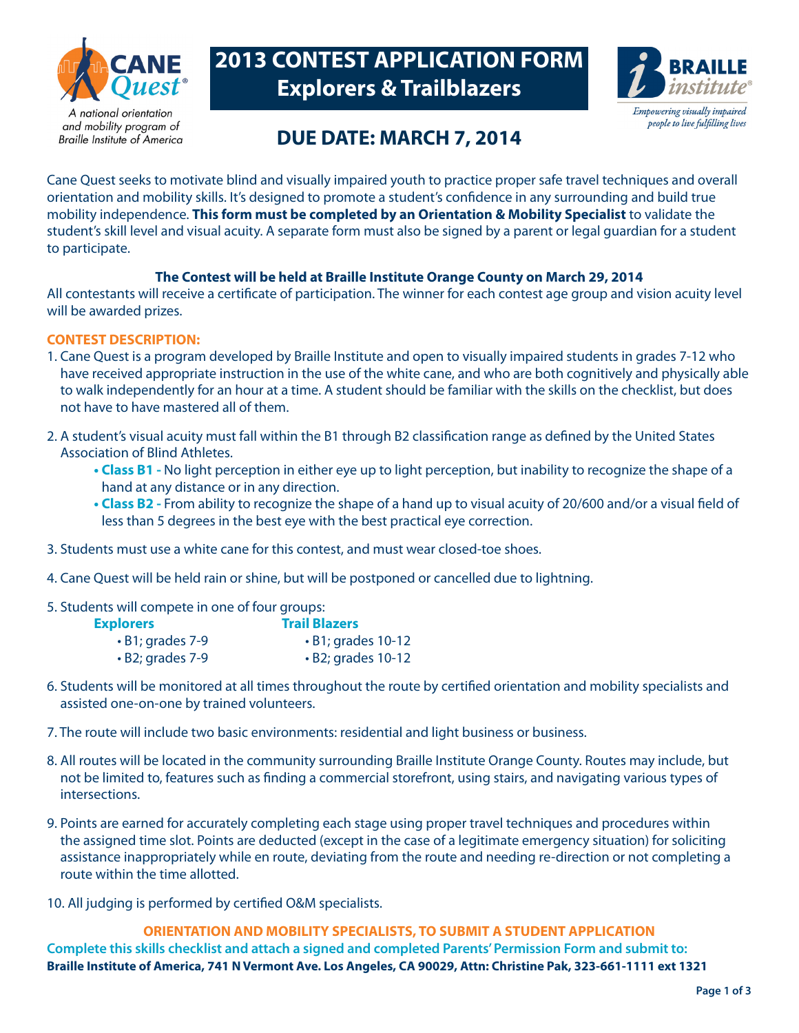CANE Quest®

*A national orientation and mobility program of Braille Institute of America*

# 2013 CONTEST APPLICATION FORM
# Explorers & Trailblazers

BRAILLE institute®

*Empowering visually impaired people to live fulfilling lives*

## DUE DATE: MARCH 7, 2014

Cane Quest seeks to motivate blind and visually impaired youth to practice proper safe travel techniques and overall orientation and mobility skills. It's designed to promote a student's confidence in any surrounding and build true mobility independence. **This form must be completed by an Orientation & Mobility Specialist** to validate the student's skill level and visual acuity. A separate form must also be signed by a parent or legal guardian for a student to participate.

**The Contest will be held at Braille Institute Orange County on March 29, 2014**

All contestants will receive a certificate of participation. The winner for each contest age group and vision acuity level will be awarded prizes.

### CONTEST DESCRIPTION:

1. Cane Quest is a program developed by Braille Institute and open to visually impaired students in grades 7-12 who have received appropriate instruction in the use of the white cane, and who are both cognitively and physically able to walk independently for an hour at a time. A student should be familiar with the skills on the checklist, but does not have to have mastered all of them.

2. A student's visual acuity must fall within the B1 through B2 classification range as defined by the United States Association of Blind Athletes.
   - **Class B1 -** No light perception in either eye up to light perception, but inability to recognize the shape of a hand at any distance or in any direction.
   - **Class B2 -** From ability to recognize the shape of a hand up to visual acuity of 20/600 and/or a visual field of less than 5 degrees in the best eye with the best practical eye correction.

3. Students must use a white cane for this contest, and must wear closed-toe shoes.

4. Cane Quest will be held rain or shine, but will be postponed or cancelled due to lightning.

5. Students will compete in one of four groups:

   **Explorers**
   - B1; grades 7-9
   - B2; grades 7-9

   **Trail Blazers**
   - B1; grades 10-12
   - B2; grades 10-12

6. Students will be monitored at all times throughout the route by certified orientation and mobility specialists and assisted one-on-one by trained volunteers.

7. The route will include two basic environments: residential and light business or business.

8. All routes will be located in the community surrounding Braille Institute Orange County. Routes may include, but not be limited to, features such as finding a commercial storefront, using stairs, and navigating various types of intersections.

9. Points are earned for accurately completing each stage using proper travel techniques and procedures within the assigned time slot. Points are deducted (except in the case of a legitimate emergency situation) for soliciting assistance inappropriately while en route, deviating from the route and needing re-direction or not completing a route within the time allotted.

10. All judging is performed by certified O&M specialists.

**ORIENTATION AND MOBILITY SPECIALISTS, TO SUBMIT A STUDENT APPLICATION**

**Complete this skills checklist and attach a signed and completed Parents' Permission Form and submit to:**

**Braille Institute of America, 741 N Vermont Ave. Los Angeles, CA 90029, Attn: Christine Pak, 323-661-1111 ext 1321**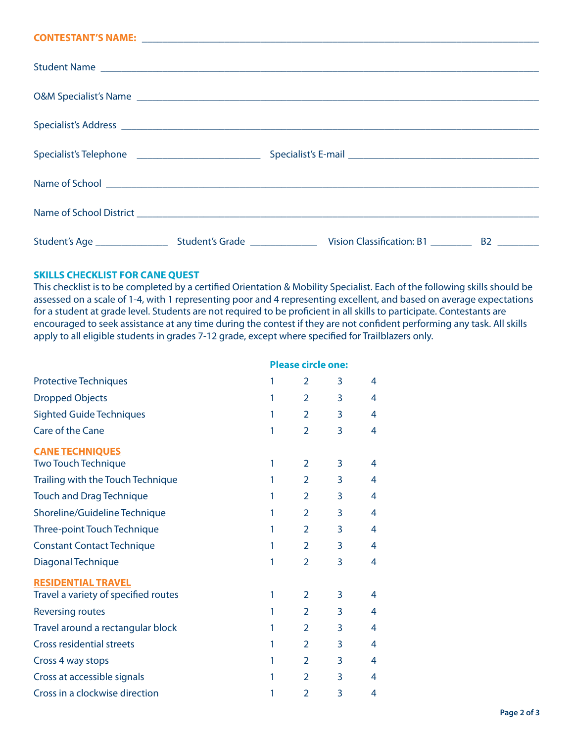**CONTESTANT'S NAME:** ______________________________________________________________

Student Name ______________________________________________________________

O&M Specialist's Name ______________________________________________________________

Specialist's Address ______________________________________________________________

Specialist's Telephone ____________________ Specialist's E-mail ______________________________

Name of School ______________________________________________________________

Name of School District ______________________________________________________________

Student's Age ____________ Student's Grade ____________ Vision Classification: B1 ________ B2 ________

## SKILLS CHECKLIST FOR CANE QUEST

This checklist is to be completed by a certified Orientation & Mobility Specialist. Each of the following skills should be assessed on a scale of 1-4, with 1 representing poor and 4 representing excellent, and based on average expectations for a student at grade level. Students are not required to be proficient in all skills to participate. Contestants are encouraged to seek assistance at any time during the contest if they are not confident performing any task. All skills apply to all eligible students in grades 7-12 grade, except where specified for Trailblazers only.

| | Please circle one: | | | |
|---|---|---|---|---|
| Protective Techniques | 1 | 2 | 3 | 4 |
| Dropped Objects | 1 | 2 | 3 | 4 |
| Sighted Guide Techniques | 1 | 2 | 3 | 4 |
| Care of the Cane | 1 | 2 | 3 | 4 |
| **CANE TECHNIQUES** | | | | |
| Two Touch Technique | 1 | 2 | 3 | 4 |
| Trailing with the Touch Technique | 1 | 2 | 3 | 4 |
| Touch and Drag Technique | 1 | 2 | 3 | 4 |
| Shoreline/Guideline Technique | 1 | 2 | 3 | 4 |
| Three-point Touch Technique | 1 | 2 | 3 | 4 |
| Constant Contact Technique | 1 | 2 | 3 | 4 |
| Diagonal Technique | 1 | 2 | 3 | 4 |
| **RESIDENTIAL TRAVEL** | | | | |
| Travel a variety of specified routes | 1 | 2 | 3 | 4 |
| Reversing routes | 1 | 2 | 3 | 4 |
| Travel around a rectangular block | 1 | 2 | 3 | 4 |
| Cross residential streets | 1 | 2 | 3 | 4 |
| Cross 4 way stops | 1 | 2 | 3 | 4 |
| Cross at accessible signals | 1 | 2 | 3 | 4 |
| Cross in a clockwise direction | 1 | 2 | 3 | 4 |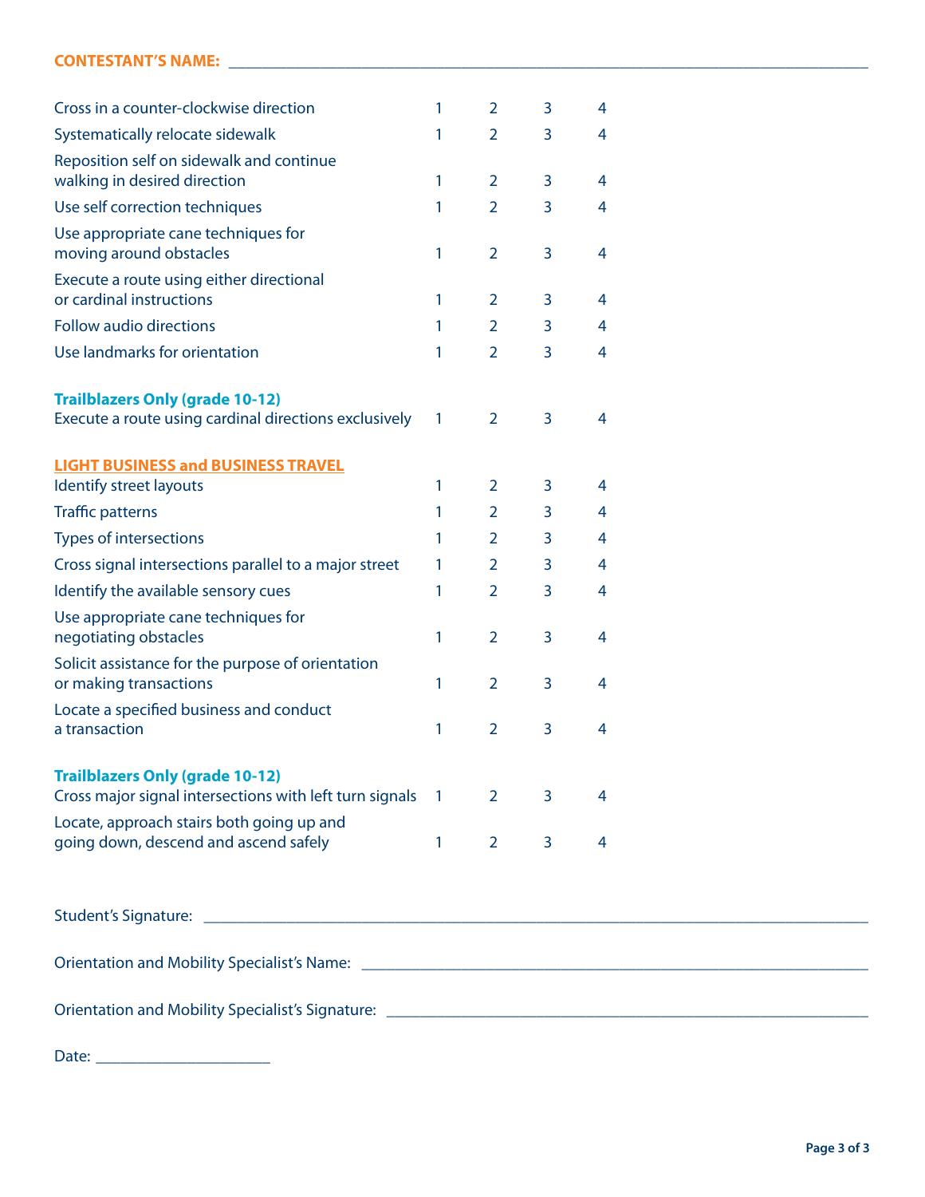**CONTESTANT'S NAME:** ______________________________________________

| | | | | |
|---|---|---|---|---|
| Cross in a counter-clockwise direction | 1 | 2 | 3 | 4 |
| Systematically relocate sidewalk | 1 | 2 | 3 | 4 |
| Reposition self on sidewalk and continue walking in desired direction | 1 | 2 | 3 | 4 |
| Use self correction techniques | 1 | 2 | 3 | 4 |
| Use appropriate cane techniques for moving around obstacles | 1 | 2 | 3 | 4 |
| Execute a route using either directional or cardinal instructions | 1 | 2 | 3 | 4 |
| Follow audio directions | 1 | 2 | 3 | 4 |
| Use landmarks for orientation | 1 | 2 | 3 | 4 |

**Trailblazers Only (grade 10-12)**

| | | | | |
|---|---|---|---|---|
| Execute a route using cardinal directions exclusively | 1 | 2 | 3 | 4 |

## LIGHT BUSINESS and BUSINESS TRAVEL

| | | | | |
|---|---|---|---|---|
| Identify street layouts | 1 | 2 | 3 | 4 |
| Traffic patterns | 1 | 2 | 3 | 4 |
| Types of intersections | 1 | 2 | 3 | 4 |
| Cross signal intersections parallel to a major street | 1 | 2 | 3 | 4 |
| Identify the available sensory cues | 1 | 2 | 3 | 4 |
| Use appropriate cane techniques for negotiating obstacles | 1 | 2 | 3 | 4 |
| Solicit assistance for the purpose of orientation or making transactions | 1 | 2 | 3 | 4 |
| Locate a specified business and conduct a transaction | 1 | 2 | 3 | 4 |

**Trailblazers Only (grade 10-12)**

| | | | | |
|---|---|---|---|---|
| Cross major signal intersections with left turn signals | 1 | 2 | 3 | 4 |
| Locate, approach stairs both going up and going down, descend and ascend safely | 1 | 2 | 3 | 4 |

Student's Signature: ______________________________________________

Orientation and Mobility Specialist's Name: ______________________________________________

Orientation and Mobility Specialist's Signature: ______________________________________________

Date: ____________________